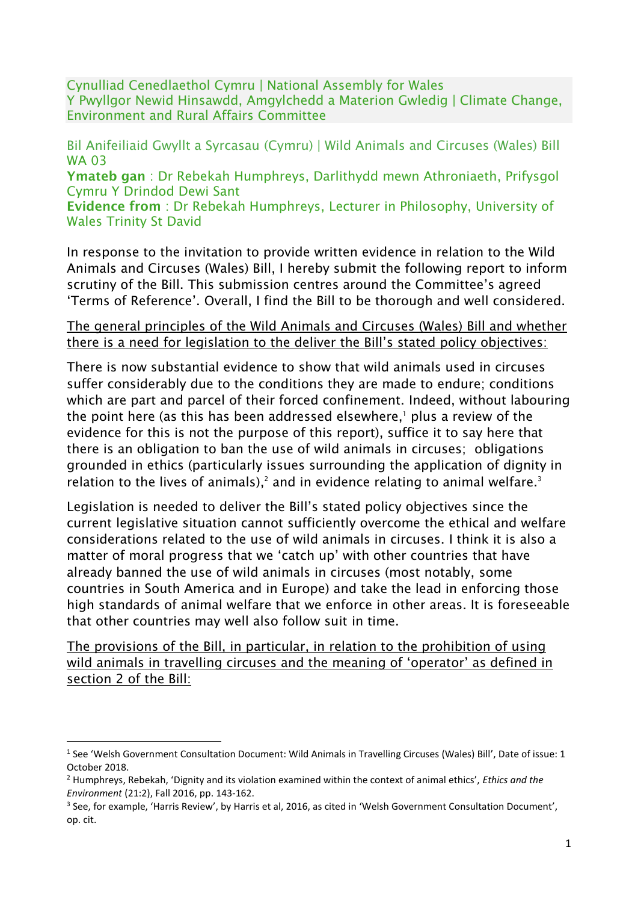Cynulliad Cenedlaethol Cymru | National Assembly for Wales
Y Pwyllgor Newid Hinsawdd, Amgylchedd a Materion Gwledig | Climate Change, Environment and Rural Affairs Committee

Bil Anifeiliaid Gwyllt a Syrcasau (Cymru) | Wild Animals and Circuses (Wales) Bill
WA 03

**Ymateb gan** : Dr Rebekah Humphreys, Darlithydd mewn Athroniaeth, Prifysgol Cymru Y Drindod Dewi Sant

**Evidence from** : Dr Rebekah Humphreys, Lecturer in Philosophy, University of Wales Trinity St David

In response to the invitation to provide written evidence in relation to the Wild Animals and Circuses (Wales) Bill, I hereby submit the following report to inform scrutiny of the Bill. This submission centres around the Committee's agreed 'Terms of Reference'. Overall, I find the Bill to be thorough and well considered.

<u>The general principles of the Wild Animals and Circuses (Wales) Bill and whether there is a need for legislation to the deliver the Bill's stated policy objectives:</u>

There is now substantial evidence to show that wild animals used in circuses suffer considerably due to the conditions they are made to endure; conditions which are part and parcel of their forced confinement. Indeed, without labouring the point here (as this has been addressed elsewhere,[1] plus a review of the evidence for this is not the purpose of this report), suffice it to say here that there is an obligation to ban the use of wild animals in circuses; obligations grounded in ethics (particularly issues surrounding the application of dignity in relation to the lives of animals),[2] and in evidence relating to animal welfare.[3]

Legislation is needed to deliver the Bill's stated policy objectives since the current legislative situation cannot sufficiently overcome the ethical and welfare considerations related to the use of wild animals in circuses. I think it is also a matter of moral progress that we 'catch up' with other countries that have already banned the use of wild animals in circuses (most notably, some countries in South America and in Europe) and take the lead in enforcing those high standards of animal welfare that we enforce in other areas. It is foreseeable that other countries may well also follow suit in time.

<u>The provisions of the Bill, in particular, in relation to the prohibition of using wild animals in travelling circuses and the meaning of 'operator' as defined in section 2 of the Bill:</u>

---

[1] See 'Welsh Government Consultation Document: Wild Animals in Travelling Circuses (Wales) Bill', Date of issue: 1 October 2018.

[2] Humphreys, Rebekah, 'Dignity and its violation examined within the context of animal ethics', *Ethics and the Environment* (21:2), Fall 2016, pp. 143-162.

[3] See, for example, 'Harris Review', by Harris et al, 2016, as cited in 'Welsh Government Consultation Document', op. cit.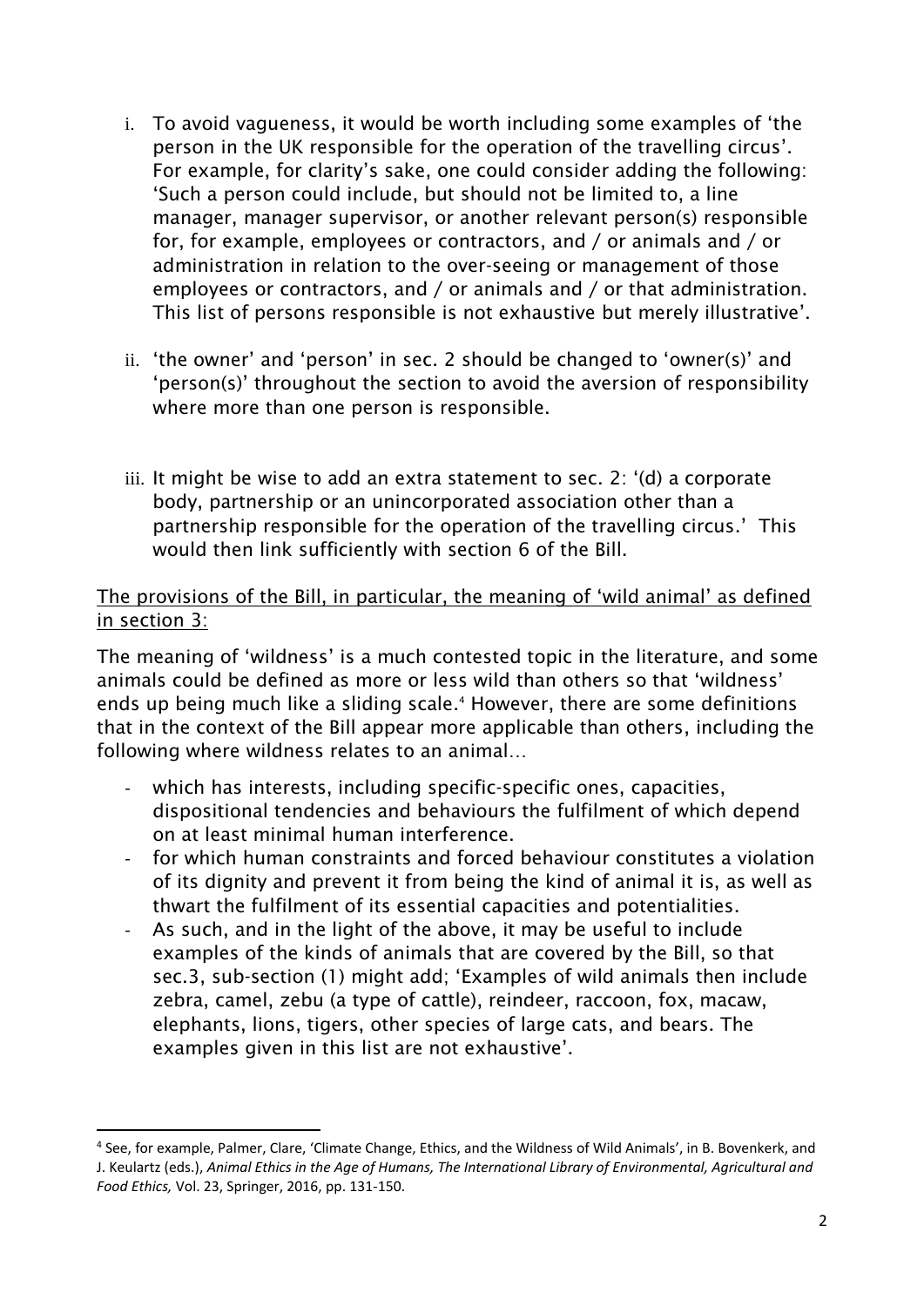i. To avoid vagueness, it would be worth including some examples of 'the person in the UK responsible for the operation of the travelling circus'. For example, for clarity's sake, one could consider adding the following: 'Such a person could include, but should not be limited to, a line manager, manager supervisor, or another relevant person(s) responsible for, for example, employees or contractors, and / or animals and / or administration in relation to the over-seeing or management of those employees or contractors, and / or animals and / or that administration. This list of persons responsible is not exhaustive but merely illustrative'.

ii. 'the owner' and 'person' in sec. 2 should be changed to 'owner(s)' and 'person(s)' throughout the section to avoid the aversion of responsibility where more than one person is responsible.

iii. It might be wise to add an extra statement to sec. 2: '(d) a corporate body, partnership or an unincorporated association other than a partnership responsible for the operation of the travelling circus.' This would then link sufficiently with section 6 of the Bill.

<u>The provisions of the Bill, in particular, the meaning of 'wild animal' as defined in section 3:</u>

The meaning of 'wildness' is a much contested topic in the literature, and some animals could be defined as more or less wild than others so that 'wildness' ends up being much like a sliding scale.[4] However, there are some definitions that in the context of the Bill appear more applicable than others, including the following where wildness relates to an animal…

- which has interests, including specific-specific ones, capacities, dispositional tendencies and behaviours the fulfilment of which depend on at least minimal human interference.
- for which human constraints and forced behaviour constitutes a violation of its dignity and prevent it from being the kind of animal it is, as well as thwart the fulfilment of its essential capacities and potentialities.
- As such, and in the light of the above, it may be useful to include examples of the kinds of animals that are covered by the Bill, so that sec.3, sub-section (1) might add; 'Examples of wild animals then include zebra, camel, zebu (a type of cattle), reindeer, raccoon, fox, macaw, elephants, lions, tigers, other species of large cats, and bears. The examples given in this list are not exhaustive'.

[4] See, for example, Palmer, Clare, 'Climate Change, Ethics, and the Wildness of Wild Animals', in B. Bovenkerk, and J. Keulartz (eds.), *Animal Ethics in the Age of Humans, The International Library of Environmental, Agricultural and Food Ethics,* Vol. 23, Springer, 2016, pp. 131-150.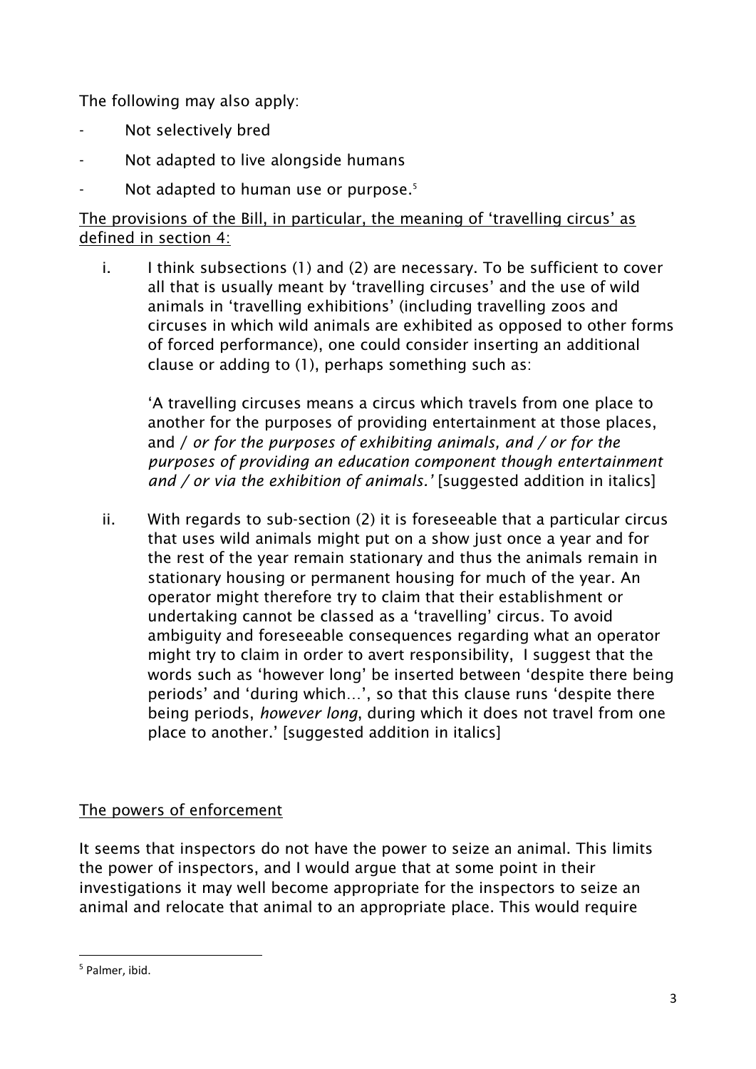The following may also apply:

- Not selectively bred
- Not adapted to live alongside humans
- Not adapted to human use or purpose.[5]

<u>The provisions of the Bill, in particular, the meaning of 'travelling circus' as defined in section 4:</u>

i. I think subsections (1) and (2) are necessary. To be sufficient to cover all that is usually meant by 'travelling circuses' and the use of wild animals in 'travelling exhibitions' (including travelling zoos and circuses in which wild animals are exhibited as opposed to other forms of forced performance), one could consider inserting an additional clause or adding to (1), perhaps something such as:

   'A travelling circuses means a circus which travels from one place to another for the purposes of providing entertainment at those places, and / *or for the purposes of exhibiting animals, and / or for the purposes of providing an education component though entertainment and / or via the exhibition of animals.'* [suggested addition in italics]

ii. With regards to sub-section (2) it is foreseeable that a particular circus that uses wild animals might put on a show just once a year and for the rest of the year remain stationary and thus the animals remain in stationary housing or permanent housing for much of the year. An operator might therefore try to claim that their establishment or undertaking cannot be classed as a 'travelling' circus. To avoid ambiguity and foreseeable consequences regarding what an operator might try to claim in order to avert responsibility, I suggest that the words such as 'however long' be inserted between 'despite there being periods' and 'during which…', so that this clause runs 'despite there being periods, *however long*, during which it does not travel from one place to another.' [suggested addition in italics]

<u>The powers of enforcement</u>

It seems that inspectors do not have the power to seize an animal. This limits the power of inspectors, and I would argue that at some point in their investigations it may well become appropriate for the inspectors to seize an animal and relocate that animal to an appropriate place. This would require

[5] Palmer, ibid.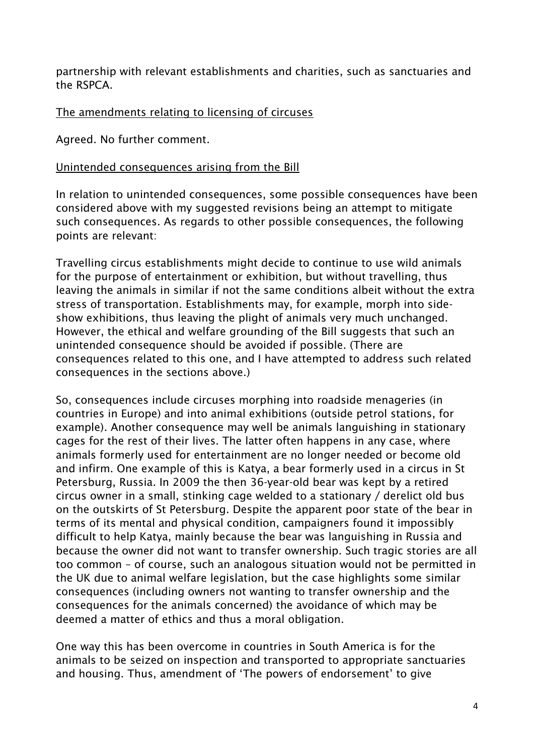partnership with relevant establishments and charities, such as sanctuaries and the RSPCA.

<u>The amendments relating to licensing of circuses</u>

Agreed. No further comment.

<u>Unintended consequences arising from the Bill</u>

In relation to unintended consequences, some possible consequences have been considered above with my suggested revisions being an attempt to mitigate such consequences. As regards to other possible consequences, the following points are relevant:

Travelling circus establishments might decide to continue to use wild animals for the purpose of entertainment or exhibition, but without travelling, thus leaving the animals in similar if not the same conditions albeit without the extra stress of transportation. Establishments may, for example, morph into side-show exhibitions, thus leaving the plight of animals very much unchanged. However, the ethical and welfare grounding of the Bill suggests that such an unintended consequence should be avoided if possible. (There are consequences related to this one, and I have attempted to address such related consequences in the sections above.)

So, consequences include circuses morphing into roadside menageries (in countries in Europe) and into animal exhibitions (outside petrol stations, for example). Another consequence may well be animals languishing in stationary cages for the rest of their lives. The latter often happens in any case, where animals formerly used for entertainment are no longer needed or become old and infirm. One example of this is Katya, a bear formerly used in a circus in St Petersburg, Russia. In 2009 the then 36-year-old bear was kept by a retired circus owner in a small, stinking cage welded to a stationary / derelict old bus on the outskirts of St Petersburg. Despite the apparent poor state of the bear in terms of its mental and physical condition, campaigners found it impossibly difficult to help Katya, mainly because the bear was languishing in Russia and because the owner did not want to transfer ownership. Such tragic stories are all too common – of course, such an analogous situation would not be permitted in the UK due to animal welfare legislation, but the case highlights some similar consequences (including owners not wanting to transfer ownership and the consequences for the animals concerned) the avoidance of which may be deemed a matter of ethics and thus a moral obligation.

One way this has been overcome in countries in South America is for the animals to be seized on inspection and transported to appropriate sanctuaries and housing. Thus, amendment of 'The powers of endorsement' to give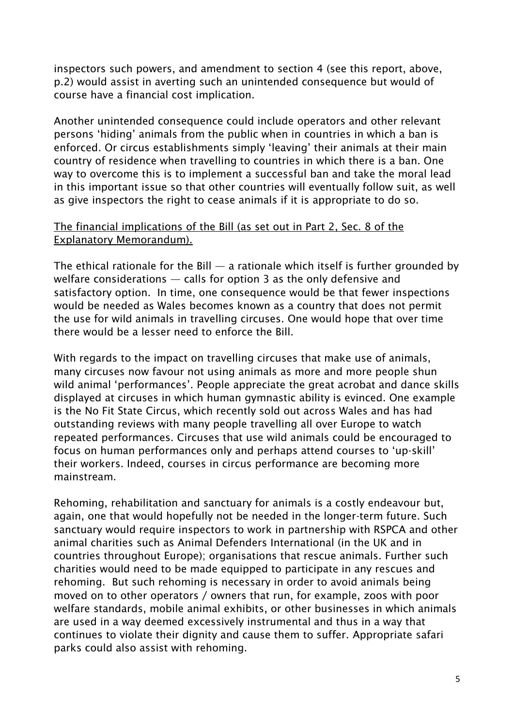inspectors such powers, and amendment to section 4 (see this report, above, p.2) would assist in averting such an unintended consequence but would of course have a financial cost implication.

Another unintended consequence could include operators and other relevant persons 'hiding' animals from the public when in countries in which a ban is enforced. Or circus establishments simply 'leaving' their animals at their main country of residence when travelling to countries in which there is a ban. One way to overcome this is to implement a successful ban and take the moral lead in this important issue so that other countries will eventually follow suit, as well as give inspectors the right to cease animals if it is appropriate to do so.

<u>The financial implications of the Bill (as set out in Part 2, Sec. 8 of the Explanatory Memorandum).</u>

The ethical rationale for the Bill — a rationale which itself is further grounded by welfare considerations — calls for option 3 as the only defensive and satisfactory option. In time, one consequence would be that fewer inspections would be needed as Wales becomes known as a country that does not permit the use for wild animals in travelling circuses. One would hope that over time there would be a lesser need to enforce the Bill.

With regards to the impact on travelling circuses that make use of animals, many circuses now favour not using animals as more and more people shun wild animal 'performances'. People appreciate the great acrobat and dance skills displayed at circuses in which human gymnastic ability is evinced. One example is the No Fit State Circus, which recently sold out across Wales and has had outstanding reviews with many people travelling all over Europe to watch repeated performances. Circuses that use wild animals could be encouraged to focus on human performances only and perhaps attend courses to 'up-skill' their workers. Indeed, courses in circus performance are becoming more mainstream.

Rehoming, rehabilitation and sanctuary for animals is a costly endeavour but, again, one that would hopefully not be needed in the longer-term future. Such sanctuary would require inspectors to work in partnership with RSPCA and other animal charities such as Animal Defenders International (in the UK and in countries throughout Europe); organisations that rescue animals. Further such charities would need to be made equipped to participate in any rescues and rehoming. But such rehoming is necessary in order to avoid animals being moved on to other operators / owners that run, for example, zoos with poor welfare standards, mobile animal exhibits, or other businesses in which animals are used in a way deemed excessively instrumental and thus in a way that continues to violate their dignity and cause them to suffer. Appropriate safari parks could also assist with rehoming.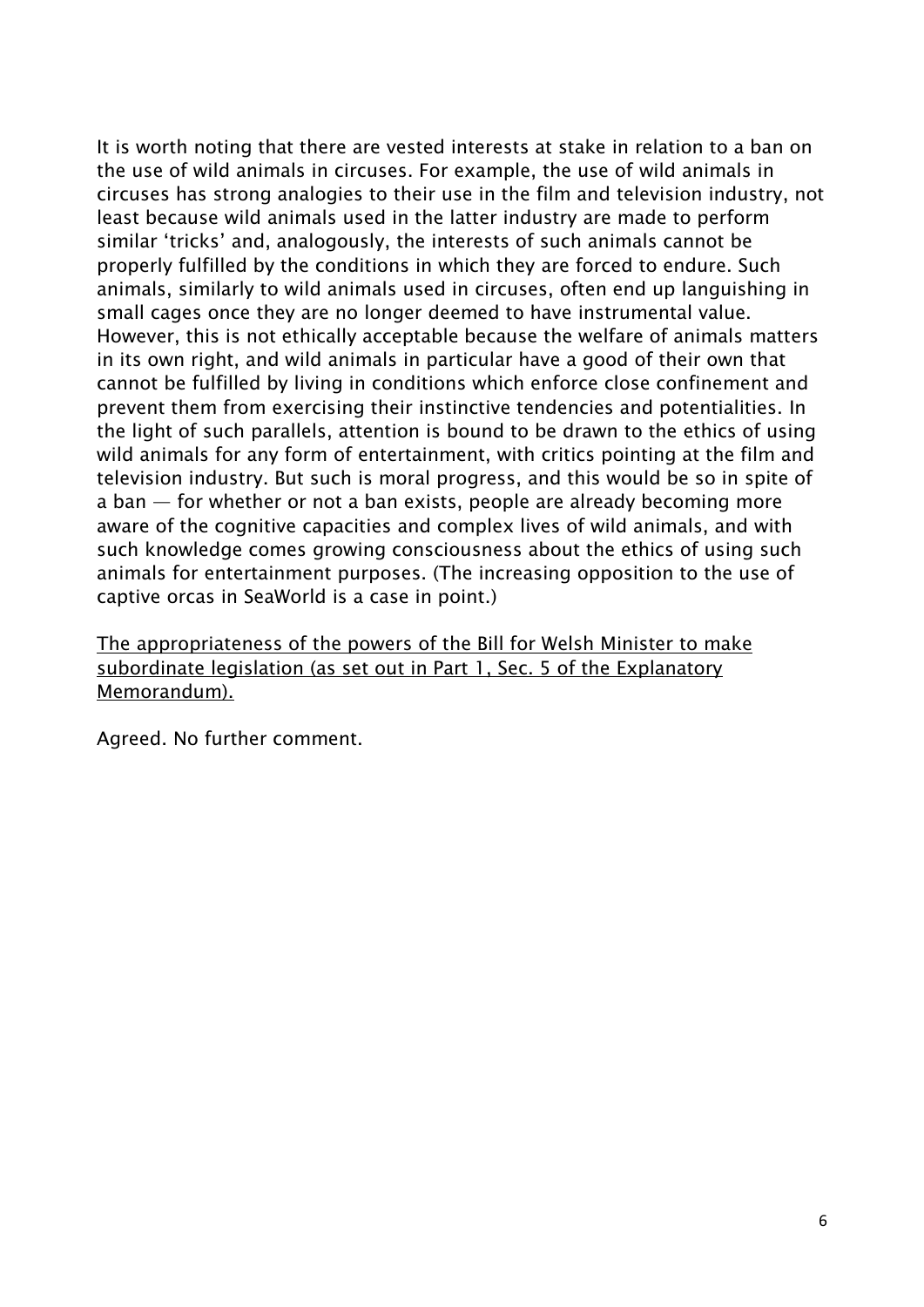It is worth noting that there are vested interests at stake in relation to a ban on the use of wild animals in circuses. For example, the use of wild animals in circuses has strong analogies to their use in the film and television industry, not least because wild animals used in the latter industry are made to perform similar 'tricks' and, analogously, the interests of such animals cannot be properly fulfilled by the conditions in which they are forced to endure. Such animals, similarly to wild animals used in circuses, often end up languishing in small cages once they are no longer deemed to have instrumental value. However, this is not ethically acceptable because the welfare of animals matters in its own right, and wild animals in particular have a good of their own that cannot be fulfilled by living in conditions which enforce close confinement and prevent them from exercising their instinctive tendencies and potentialities. In the light of such parallels, attention is bound to be drawn to the ethics of using wild animals for any form of entertainment, with critics pointing at the film and television industry. But such is moral progress, and this would be so in spite of a ban — for whether or not a ban exists, people are already becoming more aware of the cognitive capacities and complex lives of wild animals, and with such knowledge comes growing consciousness about the ethics of using such animals for entertainment purposes. (The increasing opposition to the use of captive orcas in SeaWorld is a case in point.)

<u>The appropriateness of the powers of the Bill for Welsh Minister to make subordinate legislation (as set out in Part 1, Sec. 5 of the Explanatory Memorandum).</u>

Agreed. No further comment.